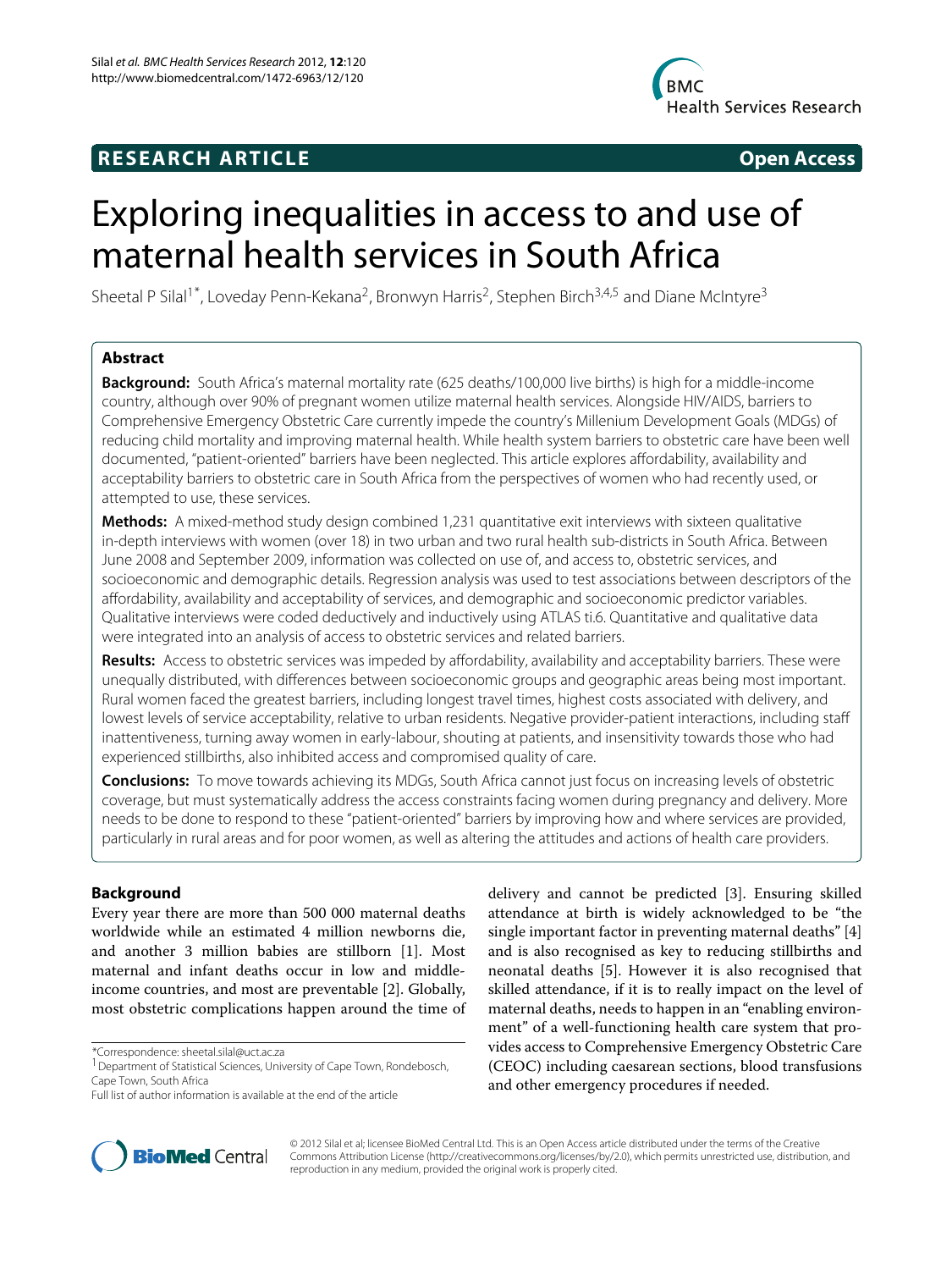**RESEARCH ARTICLE** **Open Access**

# Exploring inequalities in access to and use of maternal health services in South Africa

Sheetal P Silal[1*], Loveday Penn-Kekana[2], Bronwyn Harris[2], Stephen Birch[3,4,5] and Diane McIntyre[3]

## Abstract

**Background:** South Africa's maternal mortality rate (625 deaths/100,000 live births) is high for a middle-income country, although over 90% of pregnant women utilize maternal health services. Alongside HIV/AIDS, barriers to Comprehensive Emergency Obstetric Care currently impede the country's Millenium Development Goals (MDGs) of reducing child mortality and improving maternal health. While health system barriers to obstetric care have been well documented, "patient-oriented" barriers have been neglected. This article explores affordability, availability and acceptability barriers to obstetric care in South Africa from the perspectives of women who had recently used, or attempted to use, these services.

**Methods:** A mixed-method study design combined 1,231 quantitative exit interviews with sixteen qualitative in-depth interviews with women (over 18) in two urban and two rural health sub-districts in South Africa. Between June 2008 and September 2009, information was collected on use of, and access to, obstetric services, and socioeconomic and demographic details. Regression analysis was used to test associations between descriptors of the affordability, availability and acceptability of services, and demographic and socioeconomic predictor variables. Qualitative interviews were coded deductively and inductively using ATLAS ti.6. Quantitative and qualitative data were integrated into an analysis of access to obstetric services and related barriers.

**Results:** Access to obstetric services was impeded by affordability, availability and acceptability barriers. These were unequally distributed, with differences between socioeconomic groups and geographic areas being most important. Rural women faced the greatest barriers, including longest travel times, highest costs associated with delivery, and lowest levels of service acceptability, relative to urban residents. Negative provider-patient interactions, including staff inattentiveness, turning away women in early-labour, shouting at patients, and insensitivity towards those who had experienced stillbirths, also inhibited access and compromised quality of care.

**Conclusions:** To move towards achieving its MDGs, South Africa cannot just focus on increasing levels of obstetric coverage, but must systematically address the access constraints facing women during pregnancy and delivery. More needs to be done to respond to these "patient-oriented" barriers by improving how and where services are provided, particularly in rural areas and for poor women, as well as altering the attitudes and actions of health care providers.

## Background

Every year there are more than 500 000 maternal deaths worldwide while an estimated 4 million newborns die, and another 3 million babies are stillborn [1]. Most maternal and infant deaths occur in low and middle-income countries, and most are preventable [2]. Globally, most obstetric complications happen around the time of delivery and cannot be predicted [3]. Ensuring skilled attendance at birth is widely acknowledged to be "the single important factor in preventing maternal deaths" [4] and is also recognised as key to reducing stillbirths and neonatal deaths [5]. However it is also recognised that skilled attendance, if it is to really impact on the level of maternal deaths, needs to happen in an "enabling environment" of a well-functioning health care system that provides access to Comprehensive Emergency Obstetric Care (CEOC) including caesarean sections, blood transfusions and other emergency procedures if needed.

*Correspondence: sheetal.silal@uct.ac.za
[1] Department of Statistical Sciences, University of Cape Town, Rondebosch, Cape Town, South Africa
Full list of author information is available at the end of the article

© 2012 Silal et al; licensee BioMed Central Ltd. This is an Open Access article distributed under the terms of the Creative Commons Attribution License (http://creativecommons.org/licenses/by/2.0), which permits unrestricted use, distribution, and reproduction in any medium, provided the original work is properly cited.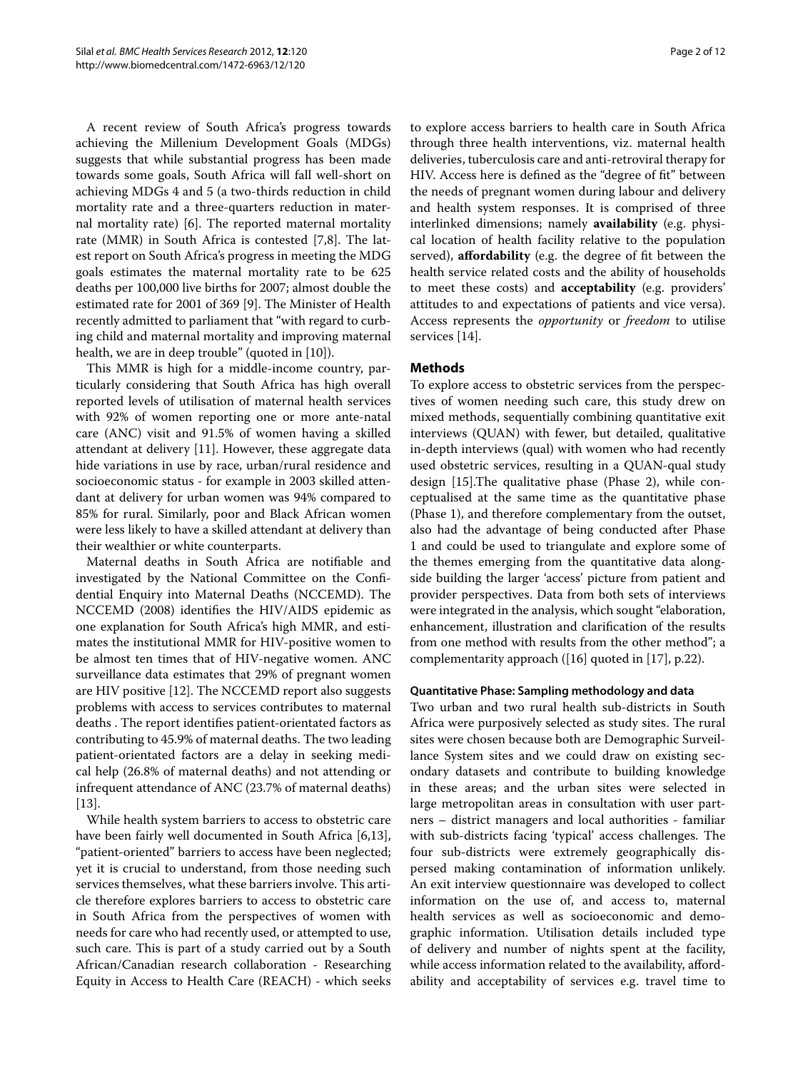A recent review of South Africa's progress towards achieving the Millenium Development Goals (MDGs) suggests that while substantial progress has been made towards some goals, South Africa will fall well-short on achieving MDGs 4 and 5 (a two-thirds reduction in child mortality rate and a three-quarters reduction in maternal mortality rate) [6]. The reported maternal mortality rate (MMR) in South Africa is contested [7,8]. The latest report on South Africa's progress in meeting the MDG goals estimates the maternal mortality rate to be 625 deaths per 100,000 live births for 2007; almost double the estimated rate for 2001 of 369 [9]. The Minister of Health recently admitted to parliament that "with regard to curbing child and maternal mortality and improving maternal health, we are in deep trouble" (quoted in [10]).

This MMR is high for a middle-income country, particularly considering that South Africa has high overall reported levels of utilisation of maternal health services with 92% of women reporting one or more ante-natal care (ANC) visit and 91.5% of women having a skilled attendant at delivery [11]. However, these aggregate data hide variations in use by race, urban/rural residence and socioeconomic status - for example in 2003 skilled attendant at delivery for urban women was 94% compared to 85% for rural. Similarly, poor and Black African women were less likely to have a skilled attendant at delivery than their wealthier or white counterparts.

Maternal deaths in South Africa are notifiable and investigated by the National Committee on the Confidential Enquiry into Maternal Deaths (NCCEMD). The NCCEMD (2008) identifies the HIV/AIDS epidemic as one explanation for South Africa's high MMR, and estimates the institutional MMR for HIV-positive women to be almost ten times that of HIV-negative women. ANC surveillance data estimates that 29% of pregnant women are HIV positive [12]. The NCCEMD report also suggests problems with access to services contributes to maternal deaths . The report identifies patient-orientated factors as contributing to 45.9% of maternal deaths. The two leading patient-orientated factors are a delay in seeking medical help (26.8% of maternal deaths) and not attending or infrequent attendance of ANC (23.7% of maternal deaths) [13].

While health system barriers to access to obstetric care have been fairly well documented in South Africa [6,13], "patient-oriented" barriers to access have been neglected; yet it is crucial to understand, from those needing such services themselves, what these barriers involve. This article therefore explores barriers to access to obstetric care in South Africa from the perspectives of women with needs for care who had recently used, or attempted to use, such care. This is part of a study carried out by a South African/Canadian research collaboration - Researching Equity in Access to Health Care (REACH) - which seeks to explore access barriers to health care in South Africa through three health interventions, viz. maternal health deliveries, tuberculosis care and anti-retroviral therapy for HIV. Access here is defined as the "degree of fit" between the needs of pregnant women during labour and delivery and health system responses. It is comprised of three interlinked dimensions; namely **availability** (e.g. physical location of health facility relative to the population served), **affordability** (e.g. the degree of fit between the health service related costs and the ability of households to meet these costs) and **acceptability** (e.g. providers' attitudes to and expectations of patients and vice versa). Access represents the *opportunity* or *freedom* to utilise services [14].

## Methods

To explore access to obstetric services from the perspectives of women needing such care, this study drew on mixed methods, sequentially combining quantitative exit interviews (QUAN) with fewer, but detailed, qualitative in-depth interviews (qual) with women who had recently used obstetric services, resulting in a QUAN-qual study design [15].The qualitative phase (Phase 2), while conceptualised at the same time as the quantitative phase (Phase 1), and therefore complementary from the outset, also had the advantage of being conducted after Phase 1 and could be used to triangulate and explore some of the themes emerging from the quantitative data alongside building the larger 'access' picture from patient and provider perspectives. Data from both sets of interviews were integrated in the analysis, which sought "elaboration, enhancement, illustration and clarification of the results from one method with results from the other method"; a complementary approach ([16] quoted in [17], p.22).

### Quantitative Phase: Sampling methodology and data

Two urban and two rural health sub-districts in South Africa were purposively selected as study sites. The rural sites were chosen because both are Demographic Surveillance System sites and we could draw on existing secondary datasets and contribute to building knowledge in these areas; and the urban sites were selected in large metropolitan areas in consultation with user partners – district managers and local authorities - familiar with sub-districts facing 'typical' access challenges. The four sub-districts were extremely geographically dispersed making contamination of information unlikely. An exit interview questionnaire was developed to collect information on the use of, and access to, maternal health services as well as socioeconomic and demographic information. Utilisation details included type of delivery and number of nights spent at the facility, while access information related to the availability, affordability and acceptability of services e.g. travel time to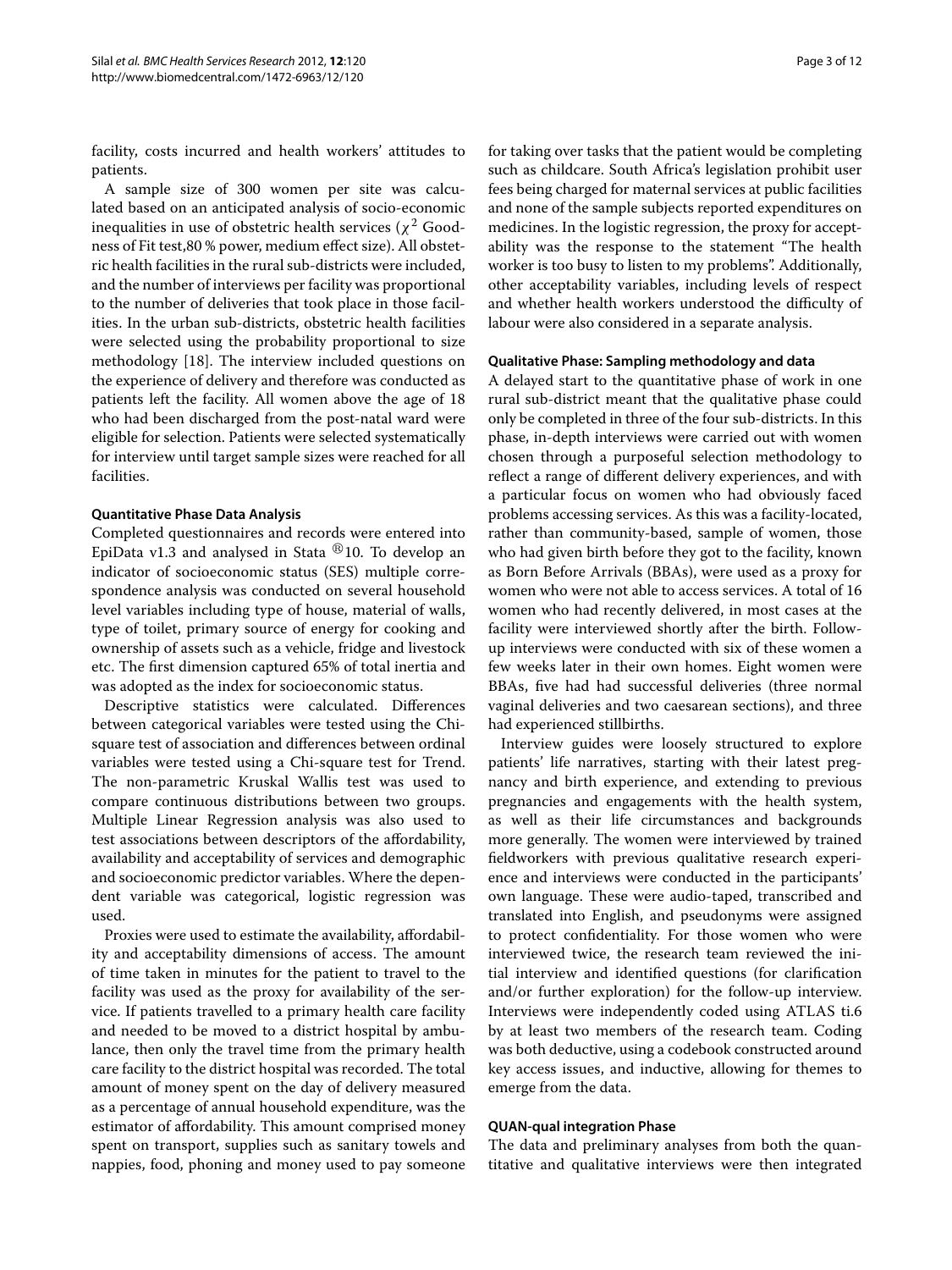facility, costs incurred and health workers' attitudes to patients.

A sample size of 300 women per site was calculated based on an anticipated analysis of socio-economic inequalities in use of obstetric health services ($\chi^2$ Goodness of Fit test,80 % power, medium effect size). All obstetric health facilities in the rural sub-districts were included, and the number of interviews per facility was proportional to the number of deliveries that took place in those facilities. In the urban sub-districts, obstetric health facilities were selected using the probability proportional to size methodology [18]. The interview included questions on the experience of delivery and therefore was conducted as patients left the facility. All women above the age of 18 who had been discharged from the post-natal ward were eligible for selection. Patients were selected systematically for interview until target sample sizes were reached for all facilities.

#### Quantitative Phase Data Analysis

Completed questionnaires and records were entered into EpiData v1.3 and analysed in Stata ®10. To develop an indicator of socioeconomic status (SES) multiple correspondence analysis was conducted on several household level variables including type of house, material of walls, type of toilet, primary source of energy for cooking and ownership of assets such as a vehicle, fridge and livestock etc. The first dimension captured 65% of total inertia and was adopted as the index for socioeconomic status.

Descriptive statistics were calculated. Differences between categorical variables were tested using the Chi-square test of association and differences between ordinal variables were tested using a Chi-square test for Trend. The non-parametric Kruskal Wallis test was used to compare continuous distributions between two groups. Multiple Linear Regression analysis was also used to test associations between descriptors of the affordability, availability and acceptability of services and demographic and socioeconomic predictor variables. Where the dependent variable was categorical, logistic regression was used.

Proxies were used to estimate the availability, affordability and acceptability dimensions of access. The amount of time taken in minutes for the patient to travel to the facility was used as the proxy for availability of the service. If patients travelled to a primary health care facility and needed to be moved to a district hospital by ambulance, then only the travel time from the primary health care facility to the district hospital was recorded. The total amount of money spent on the day of delivery measured as a percentage of annual household expenditure, was the estimator of affordability. This amount comprised money spent on transport, supplies such as sanitary towels and nappies, food, phoning and money used to pay someone for taking over tasks that the patient would be completing such as childcare. South Africa's legislation prohibit user fees being charged for maternal services at public facilities and none of the sample subjects reported expenditures on medicines. In the logistic regression, the proxy for acceptability was the response to the statement "The health worker is too busy to listen to my problems". Additionally, other acceptability variables, including levels of respect and whether health workers understood the difficulty of labour were also considered in a separate analysis.

#### Qualitative Phase: Sampling methodology and data

A delayed start to the quantitative phase of work in one rural sub-district meant that the qualitative phase could only be completed in three of the four sub-districts. In this phase, in-depth interviews were carried out with women chosen through a purposeful selection methodology to reflect a range of different delivery experiences, and with a particular focus on women who had obviously faced problems accessing services. As this was a facility-located, rather than community-based, sample of women, those who had given birth before they got to the facility, known as Born Before Arrivals (BBAs), were used as a proxy for women who were not able to access services. A total of 16 women who had recently delivered, in most cases at the facility were interviewed shortly after the birth. Follow-up interviews were conducted with six of these women a few weeks later in their own homes. Eight women were BBAs, five had had successful deliveries (three normal vaginal deliveries and two caesarean sections), and three had experienced stillbirths.

Interview guides were loosely structured to explore patients' life narratives, starting with their latest pregnancy and birth experience, and extending to previous pregnancies and engagements with the health system, as well as their life circumstances and backgrounds more generally. The women were interviewed by trained fieldworkers with previous qualitative research experience and interviews were conducted in the participants' own language. These were audio-taped, transcribed and translated into English, and pseudonyms were assigned to protect confidentiality. For those women who were interviewed twice, the research team reviewed the initial interview and identified questions (for clarification and/or further exploration) for the follow-up interview. Interviews were independently coded using ATLAS ti.6 by at least two members of the research team. Coding was both deductive, using a codebook constructed around key access issues, and inductive, allowing for themes to emerge from the data.

#### QUAN-qual integration Phase

The data and preliminary analyses from both the quantitative and qualitative interviews were then integrated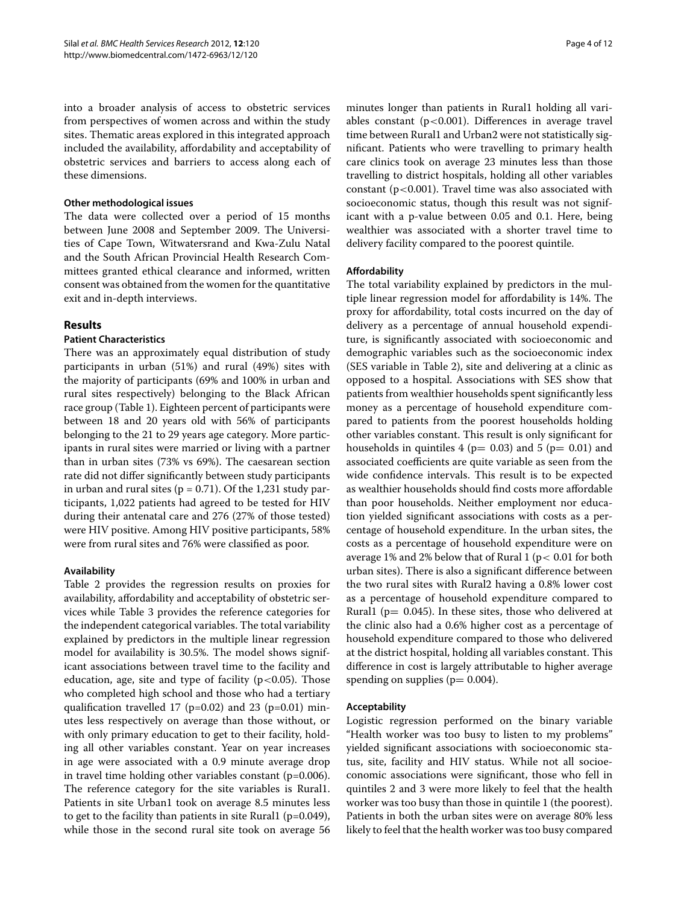into a broader analysis of access to obstetric services from perspectives of women across and within the study sites. Thematic areas explored in this integrated approach included the availability, affordability and acceptability of obstetric services and barriers to access along each of these dimensions.

#### Other methodological issues

The data were collected over a period of 15 months between June 2008 and September 2009. The Universities of Cape Town, Witwatersrand and Kwa-Zulu Natal and the South African Provincial Health Research Committees granted ethical clearance and informed, written consent was obtained from the women for the quantitative exit and in-depth interviews.

## Results

### Patient Characteristics

There was an approximately equal distribution of study participants in urban (51%) and rural (49%) sites with the majority of participants (69% and 100% in urban and rural sites respectively) belonging to the Black African race group (Table 1). Eighteen percent of participants were between 18 and 20 years old with 56% of participants belonging to the 21 to 29 years age category. More participants in rural sites were married or living with a partner than in urban sites (73% vs 69%). The caesarean section rate did not differ significantly between study participants in urban and rural sites ($p = 0.71$). Of the 1,231 study participants, 1,022 patients had agreed to be tested for HIV during their antenatal care and 276 (27% of those tested) were HIV positive. Among HIV positive participants, 58% were from rural sites and 76% were classified as poor.

#### Availability

Table 2 provides the regression results on proxies for availability, affordability and acceptability of obstetric services while Table 3 provides the reference categories for the independent categorical variables. The total variability explained by predictors in the multiple linear regression model for availability is 30.5%. The model shows significant associations between travel time to the facility and education, age, site and type of facility ($p<0.05$). Those who completed high school and those who had a tertiary qualification travelled 17 ($p=0.02$) and 23 ($p=0.01$) minutes less respectively on average than those without, or with only primary education to get to their facility, holding all other variables constant. Year on year increases in age were associated with a 0.9 minute average drop in travel time holding other variables constant ($p=0.006$). The reference category for the site variables is Rural1. Patients in site Urban1 took on average 8.5 minutes less to get to the facility than patients in site Rural1 ($p=0.049$), while those in the second rural site took on average 56 minutes longer than patients in Rural1 holding all variables constant ($p<0.001$). Differences in average travel time between Rural1 and Urban2 were not statistically significant. Patients who were travelling to primary health care clinics took on average 23 minutes less than those travelling to district hospitals, holding all other variables constant ($p<0.001$). Travel time was also associated with socioeconomic status, though this result was not significant with a p-value between 0.05 and 0.1. Here, being wealthier was associated with a shorter travel time to delivery facility compared to the poorest quintile.

#### Affordability

The total variability explained by predictors in the multiple linear regression model for affordability is 14%. The proxy for affordability, total costs incurred on the day of delivery as a percentage of annual household expenditure, is significantly associated with socioeconomic and demographic variables such as the socioeconomic index (SES variable in Table 2), site and delivering at a clinic as opposed to a hospital. Associations with SES show that patients from wealthier households spent significantly less money as a percentage of household expenditure compared to patients from the poorest households holding other variables constant. This result is only significant for households in quintiles 4 ($p= 0.03$) and 5 ($p= 0.01$) and associated coefficients are quite variable as seen from the wide confidence intervals. This result is to be expected as wealthier households should find costs more affordable than poor households. Neither employment nor education yielded significant associations with costs as a percentage of household expenditure. In the urban sites, the costs as a percentage of household expenditure were on average 1% and 2% below that of Rural 1 ($p< 0.01$ for both urban sites). There is also a significant difference between the two rural sites with Rural2 having a 0.8% lower cost as a percentage of household expenditure compared to Rural1 ($p= 0.045$). In these sites, those who delivered at the clinic also had a 0.6% higher cost as a percentage of household expenditure compared to those who delivered at the district hospital, holding all variables constant. This difference in cost is largely attributable to higher average spending on supplies ($p= 0.004$).

#### Acceptability

Logistic regression performed on the binary variable "Health worker was too busy to listen to my problems" yielded significant associations with socioeconomic status, site, facility and HIV status. While not all socioeconomic associations were significant, those who fell in quintiles 2 and 3 were more likely to feel that the health worker was too busy than those in quintile 1 (the poorest). Patients in both the urban sites were on average 80% less likely to feel that the health worker was too busy compared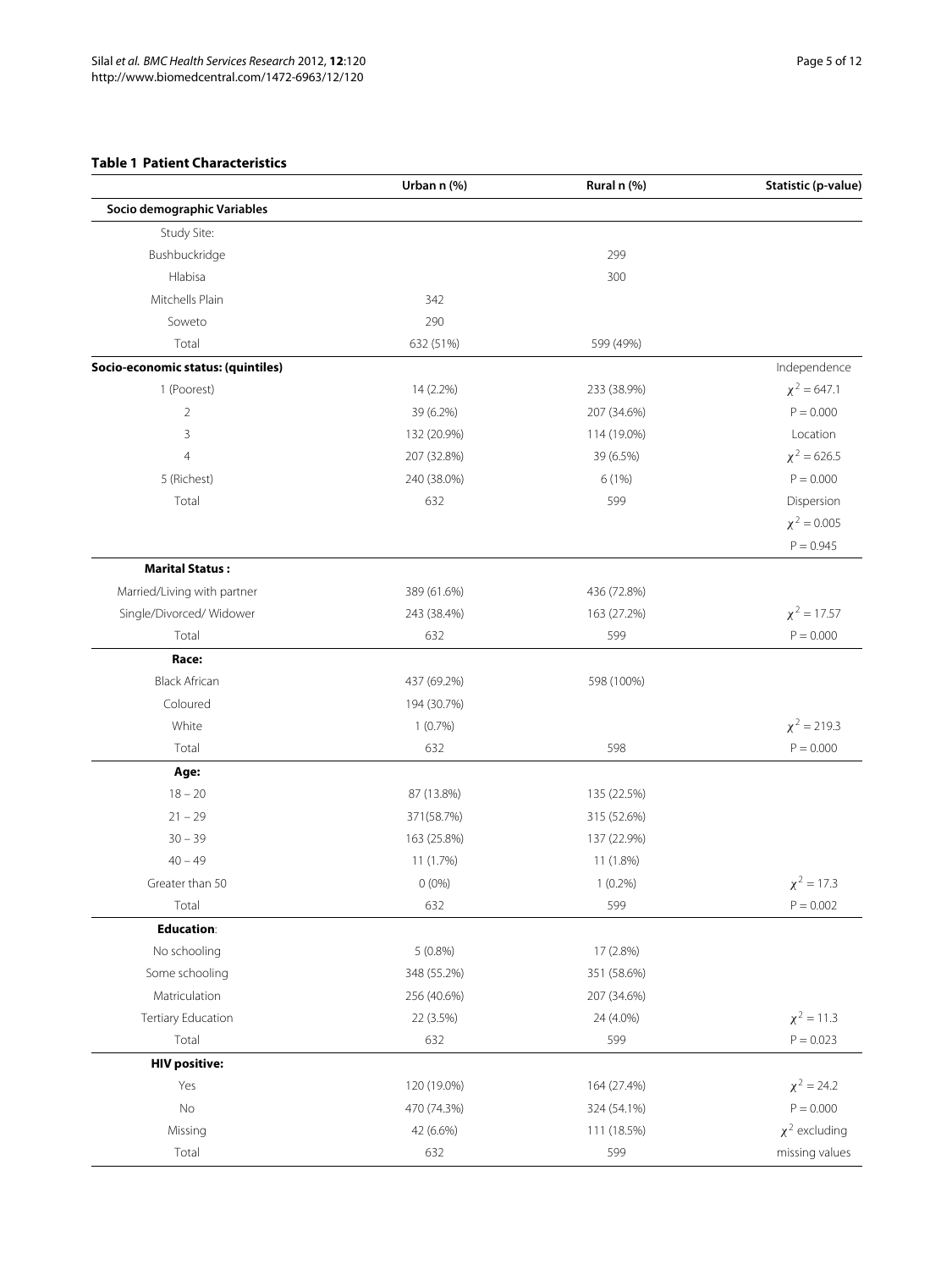**Table 1 Patient Characteristics**

| | Urban n (%) | Rural n (%) | Statistic (p-value) |
|---|---|---|---|
| **Socio demographic Variables** | | | |
| Study Site: | | | |
| Bushbuckridge | | 299 | |
| Hlabisa | | 300 | |
| Mitchells Plain | 342 | | |
| Soweto | 290 | | |
| Total | 632 (51%) | 599 (49%) | |
| **Socio-economic status: (quintiles)** | | | Independence |
| 1 (Poorest) | 14 (2.2%) | 233 (38.9%) | $\chi^2 = 647.1$ |
| 2 | 39 (6.2%) | 207 (34.6%) | $P = 0.000$ |
| 3 | 132 (20.9%) | 114 (19.0%) | Location |
| 4 | 207 (32.8%) | 39 (6.5%) | $\chi^2 = 626.5$ |
| 5 (Richest) | 240 (38.0%) | 6 (1%) | $P = 0.000$ |
| Total | 632 | 599 | Dispersion |
| | | | $\chi^2 = 0.005$ |
| | | | $P = 0.945$ |
| **Marital Status :** | | | |
| Married/Living with partner | 389 (61.6%) | 436 (72.8%) | |
| Single/Divorced/ Widower | 243 (38.4%) | 163 (27.2%) | $\chi^2 = 17.57$ |
| Total | 632 | 599 | $P = 0.000$ |
| **Race:** | | | |
| Black African | 437 (69.2%) | 598 (100%) | |
| Coloured | 194 (30.7%) | | |
| White | 1 (0.7%) | | $\chi^2 = 219.3$ |
| Total | 632 | 598 | $P = 0.000$ |
| **Age:** | | | |
| 18 – 20 | 87 (13.8%) | 135 (22.5%) | |
| 21 – 29 | 371(58.7%) | 315 (52.6%) | |
| 30 – 39 | 163 (25.8%) | 137 (22.9%) | |
| 40 – 49 | 11 (1.7%) | 11 (1.8%) | |
| Greater than 50 | 0 (0%) | 1 (0.2%) | $\chi^2 = 17.3$ |
| Total | 632 | 599 | $P = 0.002$ |
| **Education**: | | | |
| No schooling | 5 (0.8%) | 17 (2.8%) | |
| Some schooling | 348 (55.2%) | 351 (58.6%) | |
| Matriculation | 256 (40.6%) | 207 (34.6%) | |
| Tertiary Education | 22 (3.5%) | 24 (4.0%) | $\chi^2 = 11.3$ |
| Total | 632 | 599 | $P = 0.023$ |
| **HIV positive:** | | | |
| Yes | 120 (19.0%) | 164 (27.4%) | $\chi^2 = 24.2$ |
| No | 470 (74.3%) | 324 (54.1%) | $P = 0.000$ |
| Missing | 42 (6.6%) | 111 (18.5%) | $\chi^2$ excluding |
| Total | 632 | 599 | missing values |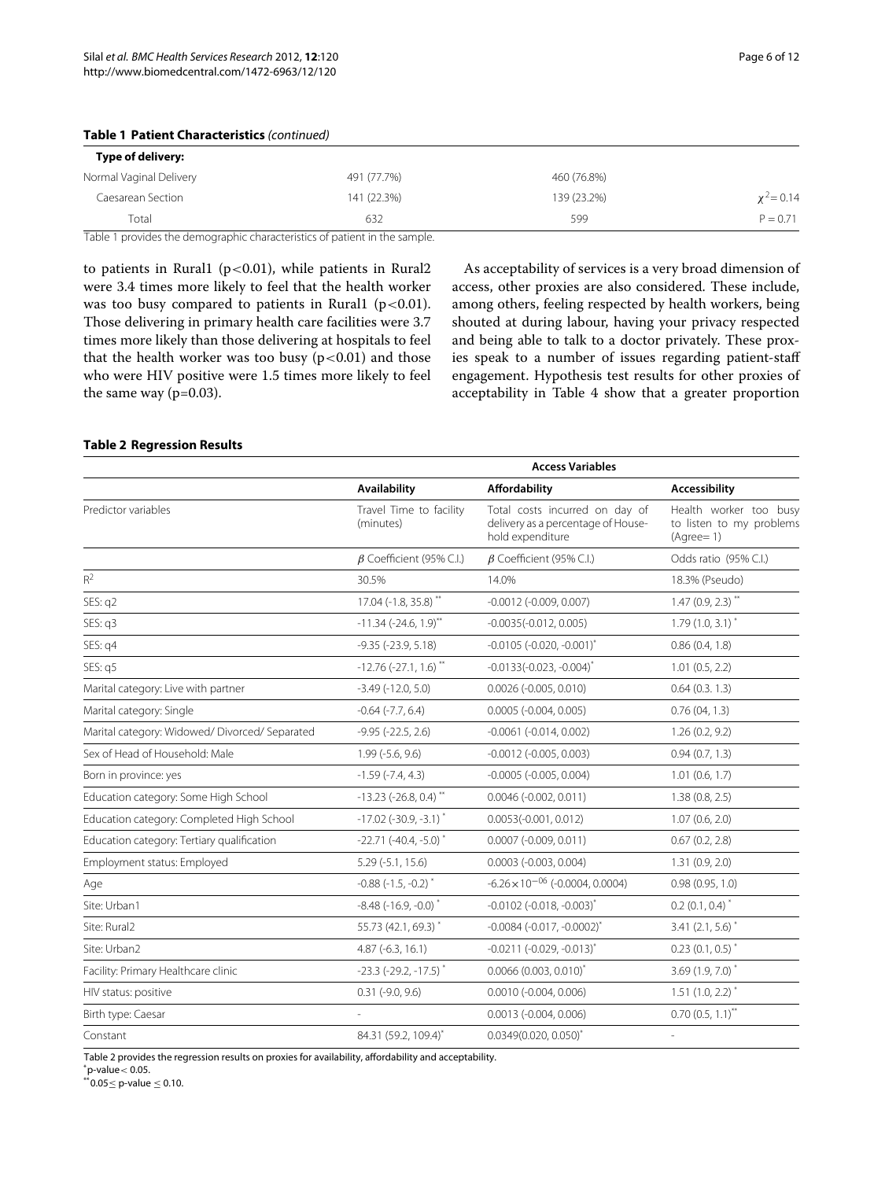**Table 1 Patient Characteristics** *(continued)*

| **Type of delivery:** | | | |
|---|---|---|---|
| Normal Vaginal Delivery | 491 (77.7%) | 460 (76.8%) | |
| Caesarean Section | 141 (22.3%) | 139 (23.2%) | $\chi^2 = 0.14$ |
| Total | 632 | 599 | P = 0.71 |

Table 1 provides the demographic characteristics of patient in the sample.

to patients in Rural1 ($p<0.01$), while patients in Rural2 were 3.4 times more likely to feel that the health worker was too busy compared to patients in Rural1 ($p<0.01$). Those delivering in primary health care facilities were 3.7 times more likely than those delivering at hospitals to feel that the health worker was too busy ($p<0.01$) and those who were HIV positive were 1.5 times more likely to feel the same way ($p=0.03$).

As acceptability of services is a very broad dimension of access, other proxies are also considered. These include, among others, feeling respected by health workers, being shouted at during labour, having your privacy respected and being able to talk to a doctor privately. These proxies speak to a number of issues regarding patient-staff engagement. Hypothesis test results for other proxies of acceptability in Table 4 show that a greater proportion

**Table 2 Regression Results**

| | Access Variables | | |
|---|---|---|---|
| | **Availability** | **Affordability** | **Accessibility** |
| Predictor variables | Travel Time to facility (minutes) | Total costs incurred on day of delivery as a percentage of Household expenditure | Health worker too busy to listen to my problems (Agree= 1) |
| | $\beta$ Coefficient (95% C.I.) | $\beta$ Coefficient (95% C.I.) | Odds ratio (95% C.I.) |
| $R^2$ | 30.5% | 14.0% | 18.3% (Pseudo) |
| SES: q2 | 17.04 (-1.8, 35.8) ** | -0.0012 (-0.009, 0.007) | 1.47 (0.9, 2.3) ** |
| SES: q3 | -11.34 (-24.6, 1.9)** | -0.0035(-0.012, 0.005) | 1.79 (1.0, 3.1) * |
| SES: q4 | -9.35 (-23.9, 5.18) | -0.0105 (-0.020, -0.001)* | 0.86 (0.4, 1.8) |
| SES: q5 | -12.76 (-27.1, 1.6) ** | -0.0133(-0.023, -0.004)* | 1.01 (0.5, 2.2) |
| Marital category: Live with partner | -3.49 (-12.0, 5.0) | 0.0026 (-0.005, 0.010) | 0.64 (0.3. 1.3) |
| Marital category: Single | -0.64 (-7.7, 6.4) | 0.0005 (-0.004, 0.005) | 0.76 (04, 1.3) |
| Marital category: Widowed/ Divorced/ Separated | -9.95 (-22.5, 2.6) | -0.0061 (-0.014, 0.002) | 1.26 (0.2, 9.2) |
| Sex of Head of Household: Male | 1.99 (-5.6, 9.6) | -0.0012 (-0.005, 0.003) | 0.94 (0.7, 1.3) |
| Born in province: yes | -1.59 (-7.4, 4.3) | -0.0005 (-0.005, 0.004) | 1.01 (0.6, 1.7) |
| Education category: Some High School | -13.23 (-26.8, 0.4) ** | 0.0046 (-0.002, 0.011) | 1.38 (0.8, 2.5) |
| Education category: Completed High School | -17.02 (-30.9, -3.1) * | 0.0053(-0.001, 0.012) | 1.07 (0.6, 2.0) |
| Education category: Tertiary qualification | -22.71 (-40.4, -5.0) * | 0.0007 (-0.009, 0.011) | 0.67 (0.2, 2.8) |
| Employment status: Employed | 5.29 (-5.1, 15.6) | 0.0003 (-0.003, 0.004) | 1.31 (0.9, 2.0) |
| Age | -0.88 (-1.5, -0.2) * | $-6.26\times10^{-06}$ (-0.0004, 0.0004) | 0.98 (0.95, 1.0) |
| Site: Urban1 | -8.48 (-16.9, -0.0) * | -0.0102 (-0.018, -0.003)* | 0.2 (0.1, 0.4) * |
| Site: Rural2 | 55.73 (42.1, 69.3) * | -0.0084 (-0.017, -0.0002)* | 3.41 (2.1, 5.6) * |
| Site: Urban2 | 4.87 (-6.3, 16.1) | -0.0211 (-0.029, -0.013)* | 0.23 (0.1, 0.5) * |
| Facility: Primary Healthcare clinic | -23.3 (-29.2, -17.5) * | 0.0066 (0.003, 0.010)* | 3.69 (1.9, 7.0) * |
| HIV status: positive | 0.31 (-9.0, 9.6) | 0.0010 (-0.004, 0.006) | 1.51 (1.0, 2.2) * |
| Birth type: Caesar | - | 0.0013 (-0.004, 0.006) | 0.70 (0.5, 1.1)** |
| Constant | 84.31 (59.2, 109.4)* | 0.0349(0.020, 0.050)* | - |

Table 2 provides the regression results on proxies for availability, affordability and acceptability.
*p-value $< 0.05$.
**$0.05 \leq$ p-value $\leq 0.10$.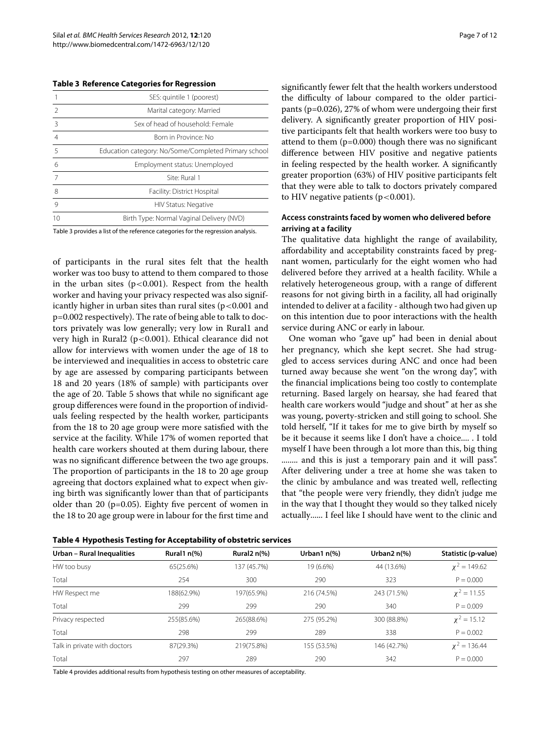**Table 3 Reference Categories for Regression**

| | |
|---|---|
| 1 | SES: quintile 1 (poorest) |
| 2 | Marital category: Married |
| 3 | Sex of head of household: Female |
| 4 | Born in Province: No |
| 5 | Education category: No/Some/Completed Primary school |
| 6 | Employment status: Unemployed |
| 7 | Site: Rural 1 |
| 8 | Facility: District Hospital |
| 9 | HIV Status: Negative |
| 10 | Birth Type: Normal Vaginal Delivery (NVD) |

Table 3 provides a list of the reference categories for the regression analysis.

of participants in the rural sites felt that the health worker was too busy to attend to them compared to those in the urban sites ($p<0.001$). Respect from the health worker and having your privacy respected was also significantly higher in urban sites than rural sites ($p<0.001$ and $p=0.002$ respectively). The rate of being able to talk to doctors privately was low generally; very low in Rural1 and very high in Rural2 ($p<0.001$). Ethical clearance did not allow for interviews with women under the age of 18 to be interviewed and inequalities in access to obstetric care by age are assessed by comparing participants between 18 and 20 years (18% of sample) with participants over the age of 20. Table 5 shows that while no significant age group differences were found in the proportion of individuals feeling respected by the health worker, participants from the 18 to 20 age group were more satisfied with the service at the facility. While 17% of women reported that health care workers shouted at them during labour, there was no significant difference between the two age groups. The proportion of participants in the 18 to 20 age group agreeing that doctors explained what to expect when giving birth was significantly lower than that of participants older than 20 ($p=0.05$). Eighty five percent of women in the 18 to 20 age group were in labour for the first time and significantly fewer felt that the health workers understood the difficulty of labour compared to the older participants ($p=0.026$), 27% of whom were undergoing their first delivery. A significantly greater proportion of HIV positive participants felt that health workers were too busy to attend to them ($p=0.000$) though there was no significant difference between HIV positive and negative patients in feeling respected by the health worker. A significantly greater proportion (63%) of HIV positive participants felt that they were able to talk to doctors privately compared to HIV negative patients ($p<0.001$).

### Access constraints faced by women who delivered before arriving at a facility

The qualitative data highlight the range of availability, affordability and acceptability constraints faced by pregnant women, particularly for the eight women who had delivered before they arrived at a health facility. While a relatively heterogeneous group, with a range of different reasons for not giving birth in a facility, all had originally intended to deliver at a facility - although two had given up on this intention due to poor interactions with the health service during ANC or early in labour.

One woman who "gave up" had been in denial about her pregnancy, which she kept secret. She had struggled to access services during ANC and once had been turned away because she went "on the wrong day", with the financial implications being too costly to contemplate returning. Based largely on hearsay, she had feared that health care workers would "judge and shout" at her as she was young, poverty-stricken and still going to school. She told herself, "If it takes for me to give birth by myself so be it because it seems like I don't have a choice.... . I told myself I have been through a lot more than this, big thing ........ and this is just a temporary pain and it will pass". After delivering under a tree at home she was taken to the clinic by ambulance and was treated well, reflecting that "the people were very friendly, they didn't judge me in the way that I thought they would so they talked nicely actually...... I feel like I should have went to the clinic and

**Table 4 Hypothesis Testing for Acceptability of obstetric services**

| Urban – Rural Inequalities | Rural1 n(%) | Rural2 n(%) | Urban1 n(%) | Urban2 n(%) | Statistic (p-value) |
|---|---|---|---|---|---|
| HW too busy | 65(25.6%) | 137 (45.7%) | 19 (6.6%) | 44 (13.6%) | $\chi^2 = 149.62$ |
| Total | 254 | 300 | 290 | 323 | $P = 0.000$ |
| HW Respect me | 188(62.9%) | 197(65.9%) | 216 (74.5%) | 243 (71.5%) | $\chi^2 = 11.55$ |
| Total | 299 | 299 | 290 | 340 | $P = 0.009$ |
| Privacy respected | 255(85.6%) | 265(88.6%) | 275 (95.2%) | 300 (88.8%) | $\chi^2 = 15.12$ |
| Total | 298 | 299 | 289 | 338 | $P = 0.002$ |
| Talk in private with doctors | 87(29.3%) | 219(75.8%) | 155 (53.5%) | 146 (42.7%) | $\chi^2 = 136.44$ |
| Total | 297 | 289 | 290 | 342 | $P = 0.000$ |

Table 4 provides additional results from hypothesis testing on other measures of acceptability.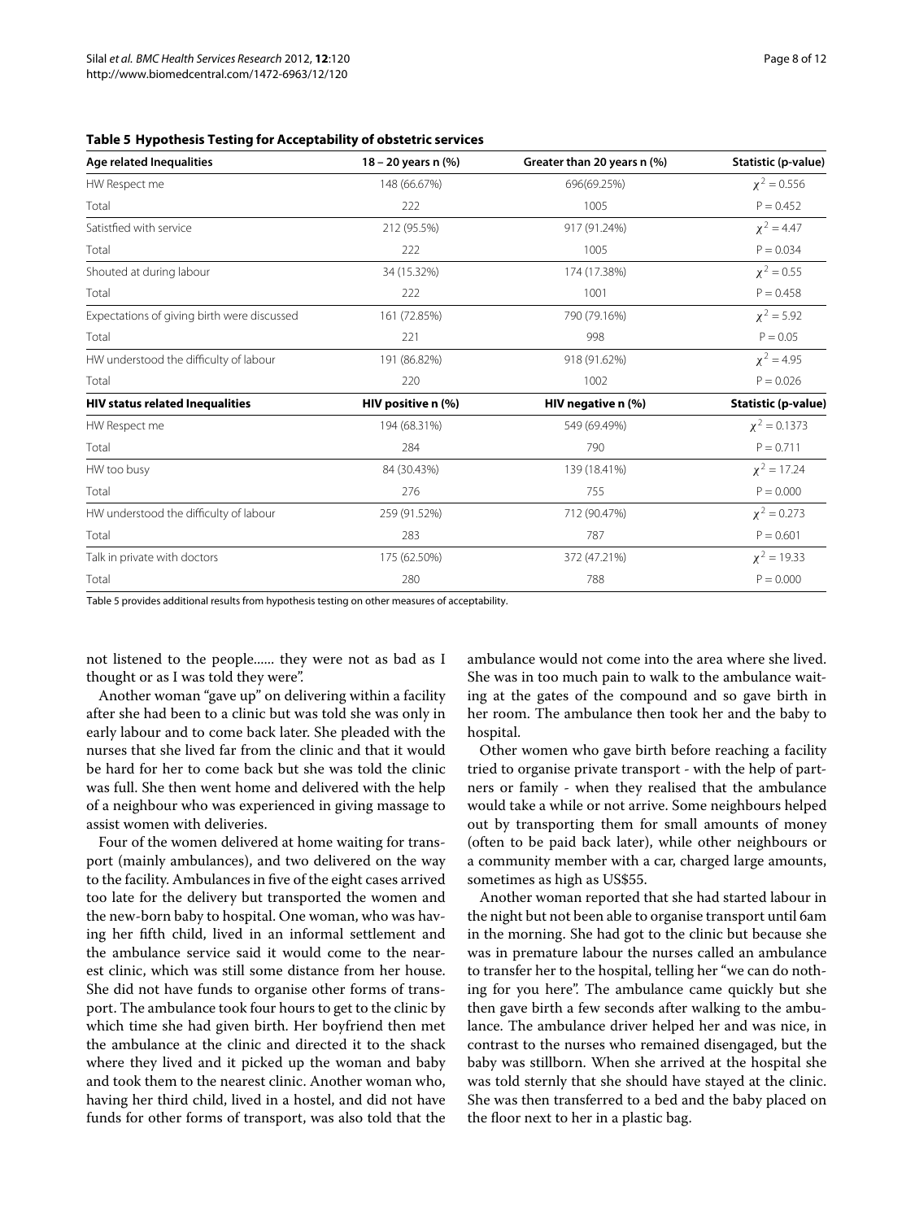**Table 5 Hypothesis Testing for Acceptability of obstetric services**

| Age related Inequalities | 18 – 20 years n (%) | Greater than 20 years n (%) | Statistic (p-value) |
|---|---|---|---|
| HW Respect me | 148 (66.67%) | 696(69.25%) | $\chi^2 = 0.556$ |
| Total | 222 | 1005 | P = 0.452 |
| Satistfied with service | 212 (95.5%) | 917 (91.24%) | $\chi^2 = 4.47$ |
| Total | 222 | 1005 | P = 0.034 |
| Shouted at during labour | 34 (15.32%) | 174 (17.38%) | $\chi^2 = 0.55$ |
| Total | 222 | 1001 | P = 0.458 |
| Expectations of giving birth were discussed | 161 (72.85%) | 790 (79.16%) | $\chi^2 = 5.92$ |
| Total | 221 | 998 | P = 0.05 |
| HW understood the difficulty of labour | 191 (86.82%) | 918 (91.62%) | $\chi^2 = 4.95$ |
| Total | 220 | 1002 | P = 0.026 |
| **HIV status related Inequalities** | **HIV positive n (%)** | **HIV negative n (%)** | **Statistic (p-value)** |
| HW Respect me | 194 (68.31%) | 549 (69.49%) | $\chi^2 = 0.1373$ |
| Total | 284 | 790 | P = 0.711 |
| HW too busy | 84 (30.43%) | 139 (18.41%) | $\chi^2 = 17.24$ |
| Total | 276 | 755 | P = 0.000 |
| HW understood the difficulty of labour | 259 (91.52%) | 712 (90.47%) | $\chi^2 = 0.273$ |
| Total | 283 | 787 | P = 0.601 |
| Talk in private with doctors | 175 (62.50%) | 372 (47.21%) | $\chi^2 = 19.33$ |
| Total | 280 | 788 | P = 0.000 |

Table 5 provides additional results from hypothesis testing on other measures of acceptability.

not listened to the people...... they were not as bad as I thought or as I was told they were".

Another woman "gave up" on delivering within a facility after she had been to a clinic but was told she was only in early labour and to come back later. She pleaded with the nurses that she lived far from the clinic and that it would be hard for her to come back but she was told the clinic was full. She then went home and delivered with the help of a neighbour who was experienced in giving massage to assist women with deliveries.

Four of the women delivered at home waiting for transport (mainly ambulances), and two delivered on the way to the facility. Ambulances in five of the eight cases arrived too late for the delivery but transported the women and the new-born baby to hospital. One woman, who was having her fifth child, lived in an informal settlement and the ambulance service said it would come to the nearest clinic, which was still some distance from her house. She did not have funds to organise other forms of transport. The ambulance took four hours to get to the clinic by which time she had given birth. Her boyfriend then met the ambulance at the clinic and directed it to the shack where they lived and it picked up the woman and baby and took them to the nearest clinic. Another woman who, having her third child, lived in a hostel, and did not have funds for other forms of transport, was also told that the ambulance would not come into the area where she lived. She was in too much pain to walk to the ambulance waiting at the gates of the compound and so gave birth in her room. The ambulance then took her and the baby to hospital.

Other women who gave birth before reaching a facility tried to organise private transport - with the help of partners or family - when they realised that the ambulance would take a while or not arrive. Some neighbours helped out by transporting them for small amounts of money (often to be paid back later), while other neighbours or a community member with a car, charged large amounts, sometimes as high as US$55.

Another woman reported that she had started labour in the night but not been able to organise transport until 6am in the morning. She had got to the clinic but because she was in premature labour the nurses called an ambulance to transfer her to the hospital, telling her "we can do nothing for you here". The ambulance came quickly but she then gave birth a few seconds after walking to the ambulance. The ambulance driver helped her and was nice, in contrast to the nurses who remained disengaged, but the baby was stillborn. When she arrived at the hospital she was told sternly that she should have stayed at the clinic. She was then transferred to a bed and the baby placed on the floor next to her in a plastic bag.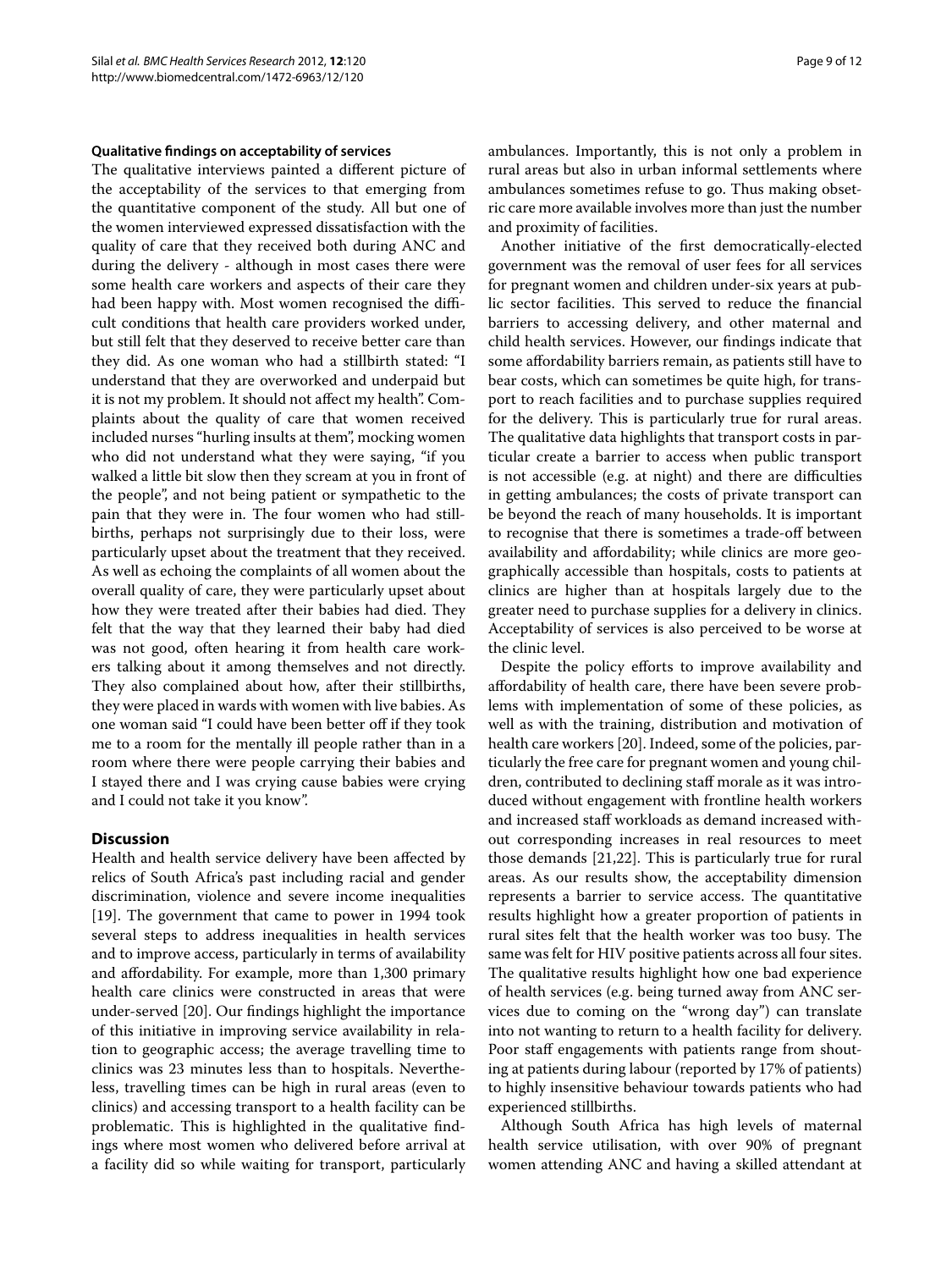#### Qualitative findings on acceptability of services

The qualitative interviews painted a different picture of the acceptability of the services to that emerging from the quantitative component of the study. All but one of the women interviewed expressed dissatisfaction with the quality of care that they received both during ANC and during the delivery - although in most cases there were some health care workers and aspects of their care they had been happy with. Most women recognised the difficult conditions that health care providers worked under, but still felt that they deserved to receive better care than they did. As one woman who had a stillbirth stated: "I understand that they are overworked and underpaid but it is not my problem. It should not affect my health". Complaints about the quality of care that women received included nurses "hurling insults at them", mocking women who did not understand what they were saying, "if you walked a little bit slow then they scream at you in front of the people", and not being patient or sympathetic to the pain that they were in. The four women who had stillbirths, perhaps not surprisingly due to their loss, were particularly upset about the treatment that they received. As well as echoing the complaints of all women about the overall quality of care, they were particularly upset about how they were treated after their babies had died. They felt that the way that they learned their baby had died was not good, often hearing it from health care workers talking about it among themselves and not directly. They also complained about how, after their stillbirths, they were placed in wards with women with live babies. As one woman said "I could have been better off if they took me to a room for the mentally ill people rather than in a room where there were people carrying their babies and I stayed there and I was crying cause babies were crying and I could not take it you know".

## Discussion

Health and health service delivery have been affected by relics of South Africa's past including racial and gender discrimination, violence and severe income inequalities [19]. The government that came to power in 1994 took several steps to address inequalities in health services and to improve access, particularly in terms of availability and affordability. For example, more than 1,300 primary health care clinics were constructed in areas that were under-served [20]. Our findings highlight the importance of this initiative in improving service availability in relation to geographic access; the average travelling time to clinics was 23 minutes less than to hospitals. Nevertheless, travelling times can be high in rural areas (even to clinics) and accessing transport to a health facility can be problematic. This is highlighted in the qualitative findings where most women who delivered before arrival at a facility did so while waiting for transport, particularly ambulances. Importantly, this is not only a problem in rural areas but also in urban informal settlements where ambulances sometimes refuse to go. Thus making obstetric care more available involves more than just the number and proximity of facilities.

Another initiative of the first democratically-elected government was the removal of user fees for all services for pregnant women and children under-six years at public sector facilities. This served to reduce the financial barriers to accessing delivery, and other maternal and child health services. However, our findings indicate that some affordability barriers remain, as patients still have to bear costs, which can sometimes be quite high, for transport to reach facilities and to purchase supplies required for the delivery. This is particularly true for rural areas. The qualitative data highlights that transport costs in particular create a barrier to access when public transport is not accessible (e.g. at night) and there are difficulties in getting ambulances; the costs of private transport can be beyond the reach of many households. It is important to recognise that there is sometimes a trade-off between availability and affordability; while clinics are more geographically accessible than hospitals, costs to patients at clinics are higher than at hospitals largely due to the greater need to purchase supplies for a delivery in clinics. Acceptability of services is also perceived to be worse at the clinic level.

Despite the policy efforts to improve availability and affordability of health care, there have been severe problems with implementation of some of these policies, as well as with the training, distribution and motivation of health care workers [20]. Indeed, some of the policies, particularly the free care for pregnant women and young children, contributed to declining staff morale as it was introduced without engagement with frontline health workers and increased staff workloads as demand increased without corresponding increases in real resources to meet those demands [21,22]. This is particularly true for rural areas. As our results show, the acceptability dimension represents a barrier to service access. The quantitative results highlight how a greater proportion of patients in rural sites felt that the health worker was too busy. The same was felt for HIV positive patients across all four sites. The qualitative results highlight how one bad experience of health services (e.g. being turned away from ANC services due to coming on the "wrong day") can translate into not wanting to return to a health facility for delivery. Poor staff engagements with patients range from shouting at patients during labour (reported by 17% of patients) to highly insensitive behaviour towards patients who had experienced stillbirths.

Although South Africa has high levels of maternal health service utilisation, with over 90% of pregnant women attending ANC and having a skilled attendant at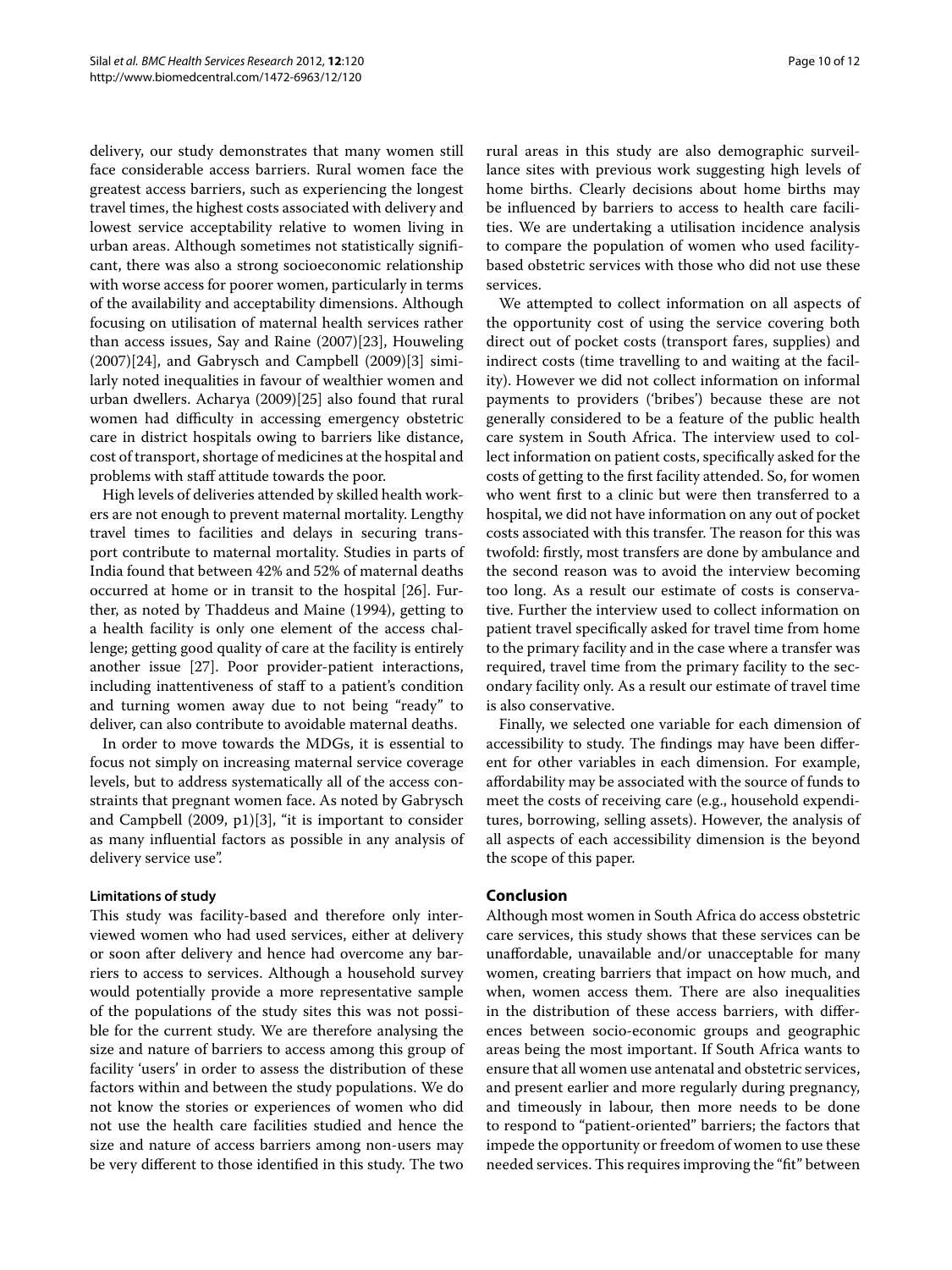delivery, our study demonstrates that many women still face considerable access barriers. Rural women face the greatest access barriers, such as experiencing the longest travel times, the highest costs associated with delivery and lowest service acceptability relative to women living in urban areas. Although sometimes not statistically significant, there was also a strong socioeconomic relationship with worse access for poorer women, particularly in terms of the availability and acceptability dimensions. Although focusing on utilisation of maternal health services rather than access issues, Say and Raine (2007)[23], Houweling (2007)[24], and Gabrysch and Campbell (2009)[3] similarly noted inequalities in favour of wealthier women and urban dwellers. Acharya (2009)[25] also found that rural women had difficulty in accessing emergency obstetric care in district hospitals owing to barriers like distance, cost of transport, shortage of medicines at the hospital and problems with staff attitude towards the poor.

High levels of deliveries attended by skilled health workers are not enough to prevent maternal mortality. Lengthy travel times to facilities and delays in securing transport contribute to maternal mortality. Studies in parts of India found that between 42% and 52% of maternal deaths occurred at home or in transit to the hospital [26]. Further, as noted by Thaddeus and Maine (1994), getting to a health facility is only one element of the access challenge; getting good quality of care at the facility is entirely another issue [27]. Poor provider-patient interactions, including inattentiveness of staff to a patient's condition and turning women away due to not being "ready" to deliver, can also contribute to avoidable maternal deaths.

In order to move towards the MDGs, it is essential to focus not simply on increasing maternal service coverage levels, but to address systematically all of the access constraints that pregnant women face. As noted by Gabrysch and Campbell (2009, p1)[3], "it is important to consider as many influential factors as possible in any analysis of delivery service use".

#### Limitations of study

This study was facility-based and therefore only interviewed women who had used services, either at delivery or soon after delivery and hence had overcome any barriers to access to services. Although a household survey would potentially provide a more representative sample of the populations of the study sites this was not possible for the current study. We are therefore analysing the size and nature of barriers to access among this group of facility 'users' in order to assess the distribution of these factors within and between the study populations. We do not know the stories or experiences of women who did not use the health care facilities studied and hence the size and nature of access barriers among non-users may be very different to those identified in this study. The two rural areas in this study are also demographic surveillance sites with previous work suggesting high levels of home births. Clearly decisions about home births may be influenced by barriers to access to health care facilities. We are undertaking a utilisation incidence analysis to compare the population of women who used facility-based obstetric services with those who did not use these services.

We attempted to collect information on all aspects of the opportunity cost of using the service covering both direct out of pocket costs (transport fares, supplies) and indirect costs (time travelling to and waiting at the facility). However we did not collect information on informal payments to providers ('bribes') because these are not generally considered to be a feature of the public health care system in South Africa. The interview used to collect information on patient costs, specifically asked for the costs of getting to the first facility attended. So, for women who went first to a clinic but were then transferred to a hospital, we did not have information on any out of pocket costs associated with this transfer. The reason for this was twofold: firstly, most transfers are done by ambulance and the second reason was to avoid the interview becoming too long. As a result our estimate of costs is conservative. Further the interview used to collect information on patient travel specifically asked for travel time from home to the primary facility and in the case where a transfer was required, travel time from the primary facility to the secondary facility only. As a result our estimate of travel time is also conservative.

Finally, we selected one variable for each dimension of accessibility to study. The findings may have been different for other variables in each dimension. For example, affordability may be associated with the source of funds to meet the costs of receiving care (e.g., household expenditures, borrowing, selling assets). However, the analysis of all aspects of each accessibility dimension is the beyond the scope of this paper.

## Conclusion

Although most women in South Africa do access obstetric care services, this study shows that these services can be unaffordable, unavailable and/or unacceptable for many women, creating barriers that impact on how much, and when, women access them. There are also inequalities in the distribution of these access barriers, with differences between socio-economic groups and geographic areas being the most important. If South Africa wants to ensure that all women use antenatal and obstetric services, and present earlier and more regularly during pregnancy, and timeously in labour, then more needs to be done to respond to "patient-oriented" barriers; the factors that impede the opportunity or freedom of women to use these needed services. This requires improving the "fit" between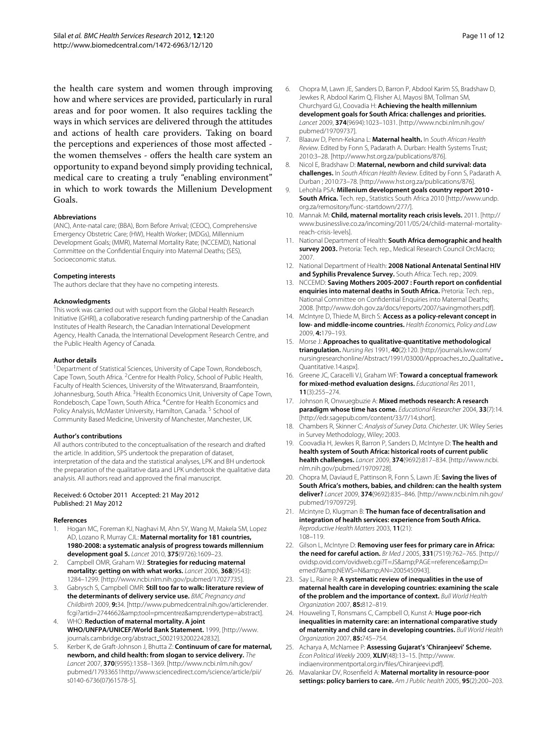the health care system and women through improving how and where services are provided, particularly in rural areas and for poor women. It also requires tackling the ways in which services are delivered through the attitudes and actions of health care providers. Taking on board the perceptions and experiences of those most affected - the women themselves - offers the health care system an opportunity to expand beyond simply providing technical, medical care to creating a truly "enabling environment" in which to work towards the Millenium Development Goals.

#### Abbreviations

(ANC), Ante-natal care; (BBA), Born Before Arrival; (CEOC), Comprehensive Emergency Obstetric Care; (HW), Health Worker; (MDGs), Millennium Development Goals; (MMR), Maternal Mortality Rate; (NCCEMD), National Committee on the Confidential Enquiry into Maternal Deaths; (SES), Socioeconomic status.

#### Competing interests

The authors declare that they have no competing interests.

#### Acknowledgments

This work was carried out with support from the Global Health Research Initiative (GHRI), a collaborative research funding partnership of the Canadian Institutes of Health Research, the Canadian International Development Agency, Health Canada, the International Development Research Centre, and the Public Health Agency of Canada.

#### Author details

[1]Department of Statistical Sciences, University of Cape Town, Rondebosch, Cape Town, South Africa. [2]Centre for Health Policy, School of Public Health, Faculty of Health Sciences, University of the Witwatersrand, Braamfontein, Johannesburg, South Africa. [3]Health Economics Unit, University of Cape Town, Rondebosch, Cape Town, South Africa. [4]Centre for Health Economics and Policy Analysis, McMaster University, Hamilton, Canada. [5] School of Community Based Medicine, University of Manchester, Manchester, UK.

#### Author's contributions

All authors contributed to the conceptualisation of the research and drafted the article. In addition, SPS undertook the preparation of dataset, interpretation of the data and the statistical analyses, LPK and BH undertook the preparation of the qualitative data and LPK undertook the qualitative data analysis. All authors read and approved the final manuscript.

Received: 6 October 2011 Accepted: 21 May 2012
Published: 21 May 2012

#### References

1. Hogan MC, Foreman KJ, Naghavi M, Ahn SY, Wang M, Makela SM, Lopez AD, Lozano R, Murray CJL: **Maternal mortality for 181 countries, 1980-2008: a systematic analysis of progress towards millennium development goal 5.** *Lancet* 2010, **375**(9726):1609–23.
2. Campbell OMR, Graham WJ: **Strategies for reducing maternal mortality: getting on with what works.** *Lancet* 2006, **368**(9543): 1284–1299. [http://www.ncbi.nlm.nih.gov/pubmed/17027735].
3. Gabrysch S, Campbell OMR: **Still too far to walk: literature review of the determinants of delivery service use.** *BMC Pregnancy and Childbirth* 2009, **9:**34. [http://www.pubmedcentral.nih.gov/articlerender.fcgi?artid=2744662&amp;tool=pmcentrez&amp;rendertype=abstract].
4. WHO: **Reduction of maternal mortality. A joint WHO/UNFPA/UNICEF/World Bank Statement.** 1999, [http://www.journals.cambridge.org/abstract_S0021932002242832].
5. Kerber K, de Graft-Johnson J, Bhutta Z: **Continuum of care for maternal, newborn, and child health: from slogan to service delivery.** *The Lancet* 2007, **370**(9595):1358–1369. [http://www.ncbi.nlm.nih.gov/pubmed/17933651http://www.sciencedirect.com/science/article/pii/s0140-6736(07)61578-5].
6. Chopra M, Lawn JE, Sanders D, Barron P, Abdool Karim SS, Bradshaw D, Jewkes R, Abdool Karim Q, Flisher AJ, Mayosi BM, Tollman SM, Churchyard GJ, Coovadia H: **Achieving the health millennium development goals for South Africa: challenges and priorities.** *Lancet* 2009, **374**(9694):1023–1031. [http://www.ncbi.nlm.nih.gov/pubmed/19709737].
7. Blaauw D, Penn-Kekana L: **Maternal health.** In *South African Health Review*. Edited by Fonn S, Padarath A. Durban: Health Systems Trust; 2010:3–28. [http://www.hst.org.za/publications/876].
8. Nicol E, Bradshaw D: **Maternal, newborn and child survival: data challenges.** In *South African Health Review*. Edited by Fonn S, Padarath A. Durban ; 2010:73–78. [http://www.hst.org.za/publications/876].
9. Lehohla PSA: **Millenium development goals country report 2010 - South Africa.** Tech. rep., Statistics South Africa 2010 [http://www.undp.org.za/remository/func-startdown/277/].
10. Mannak M: **Child, maternal mortality reach crisis levels.** 2011. [http://www.businesslive.co.za/incoming/2011/05/24/child-maternal-mortality-reach-crisis-levels].
11. National Department of Health: **South Africa demographic and health survey 2003.** Pretoria: Tech. rep., Medical Research Council OrcMacro; 2007.
12. National Department of Health: **2008 National Antenatal Sentinal HIV and Syphilis Prevalence Survey.** South Africa: Tech. rep.; 2009.
13. NCCEMD: **Saving Mothers 2005-2007 : Fourth report on confidential enquiries into maternal deaths in South Africa.** Pretoria: Tech. rep., National Committee on Confidential Enquiries into Maternal Deaths; 2008. [http://www.doh.gov.za/docs/reports/2007/savingmothers.pdf].
14. McIntyre D, Thiede M, Birch S: **Access as a policy-relevant concept in low- and middle-income countries.** *Health Economics, Policy and Law* 2009, **4:**179–193.
15. Morse J: **Approaches to qualitative-quantitative methodological triangulation.** *Nursing Res* 1991, **40**(2):120. [http://journals.lww.com/nursingresearchonline/Abstract/1991/03000/Approaches_to_Qualitative_Quantitative.14.aspx].
16. Greene JC, Caracelli VJ, Graham WF: **Toward a conceptual framework for mixed-method evaluation designs.** *Educational Res* 2011, **11**(3):255–274.
17. Johnson R, Onwuegbuzie A: **Mixed methods research: A research paradigm whose time has come.** *Educational Researcher* 2004, **33**(7):14. [http://edr.sagepub.com/content/33/7/14.short].
18. Chambers R, Skinner C: *Analysis of Survey Data. Chichester*. UK: Wiley Series in Survey Methodology, Wiley; 2003.
19. Coovadia H, Jewkes R, Barron P, Sanders D, McIntyre D: **The health and health system of South Africa: historical roots of current public health challenges.** *Lancet* 2009, **374**(9692):817–834. [http://www.ncbi.nlm.nih.gov/pubmed/19709728].
20. Chopra M, Daviaud E, Pattinson R, Fonn S, Lawn JE: **Saving the lives of South Africa's mothers, babies, and children: can the health system deliver?** *Lancet* 2009, **374**(9692):835–846. [http://www.ncbi.nlm.nih.gov/pubmed/19709729].
21. Mcintyre D, Klugman B: **The human face of decentralisation and integration of health services: experience from South Africa.** *Reproductive Health Matters* 2003, **11**(21): 108–119.
22. Gilson L, McIntyre D: **Removing user fees for primary care in Africa: the need for careful action.** *Br Med J* 2005, **331**(7519):762–765. [http://ovidsp.ovid.com/ovidweb.cgi?T=JS&amp;PAGE=reference&amp;D=emed7&amp;NEWS=N&amp;AN=2005450943].
23. Say L, Raine R: **A systematic review of inequalities in the use of maternal health care in developing countries: examining the scale of the problem and the importance of context.** *Bull World Health Organization* 2007, **85:**812–819.
24. Houweling T, Ronsmans C, Campbell O, Kunst A: **Huge poor-rich inequalities in maternity care: an international comparative study of maternity and child care in developing countries.** *Bull World Health Organization* 2007, **85:**745–754.
25. Acharya A, McNamee P: **Assessing Gujarat's 'Chiranjeevi' Scheme.** *Econ Political Weekly* 2009, **XLIV**(48):13–15. [http://www.indiaenvironmentportal.org.in/files/Chiranjeevi.pdf].
26. Mavalankar DV, Rosenfield A: **Maternal mortality in resource-poor settings: policy barriers to care.** *Am J Public health* 2005, **95**(2):200–203.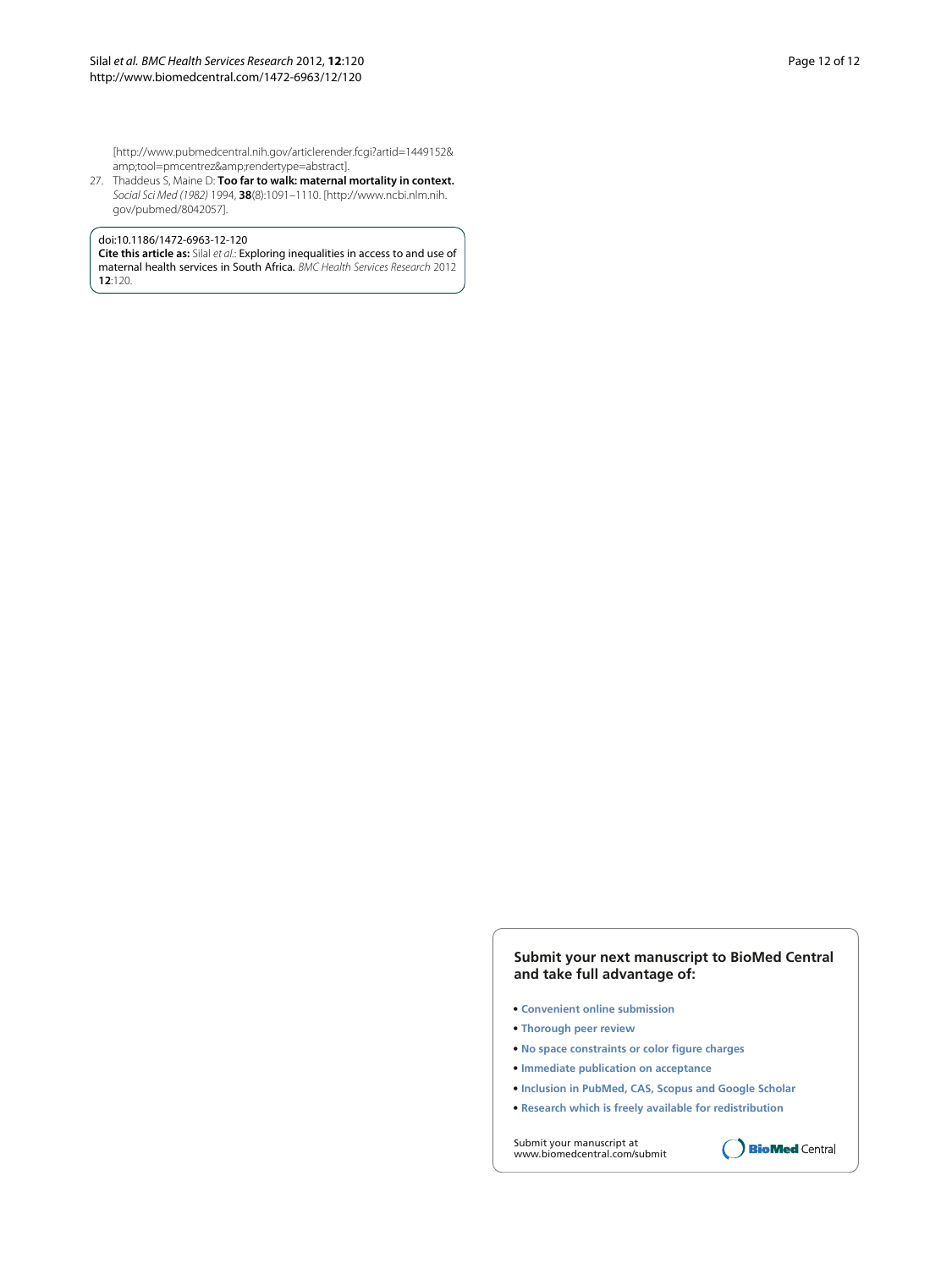[http://www.pubmedcentral.nih.gov/articlerender.fcgi?artid=1449152&amp;tool=pmcentrez&amp;rendertype=abstract].

27. Thaddeus S, Maine D: **Too far to walk: maternal mortality in context.** *Social Sci Med (1982)* 1994, **38**(8):1091–1110. [http://www.ncbi.nlm.nih.gov/pubmed/8042057].

doi:10.1186/1472-6963-12-120

**Cite this article as:** Silal *et al.*: Exploring inequalities in access to and use of maternal health services in South Africa. *BMC Health Services Research* 2012 **12**:120.

**Submit your next manuscript to BioMed Central and take full advantage of:**

- **Convenient online submission**
- **Thorough peer review**
- **No space constraints or color figure charges**
- **Immediate publication on acceptance**
- **Inclusion in PubMed, CAS, Scopus and Google Scholar**
- **Research which is freely available for redistribution**

Submit your manuscript at
www.biomedcentral.com/submit

BioMed Central